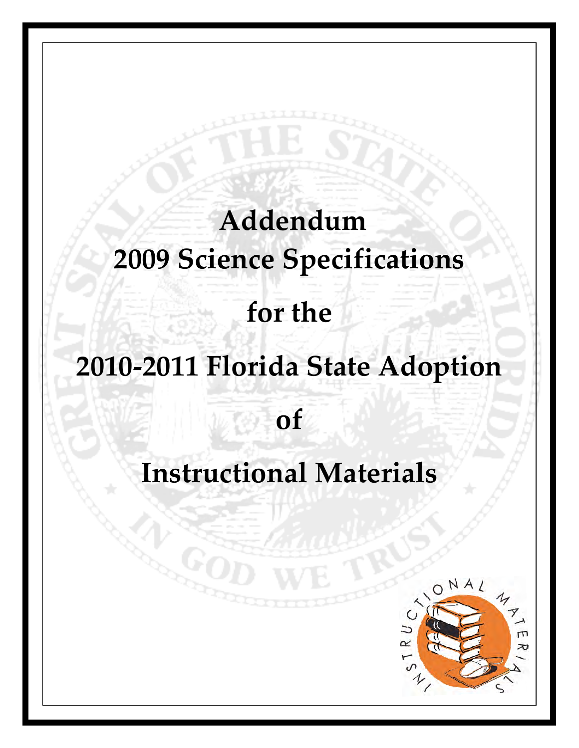# Addendum
# 2009 Science Specifications
# for the
# 2010-2011 Florida State Adoption
# of
# Instructional Materials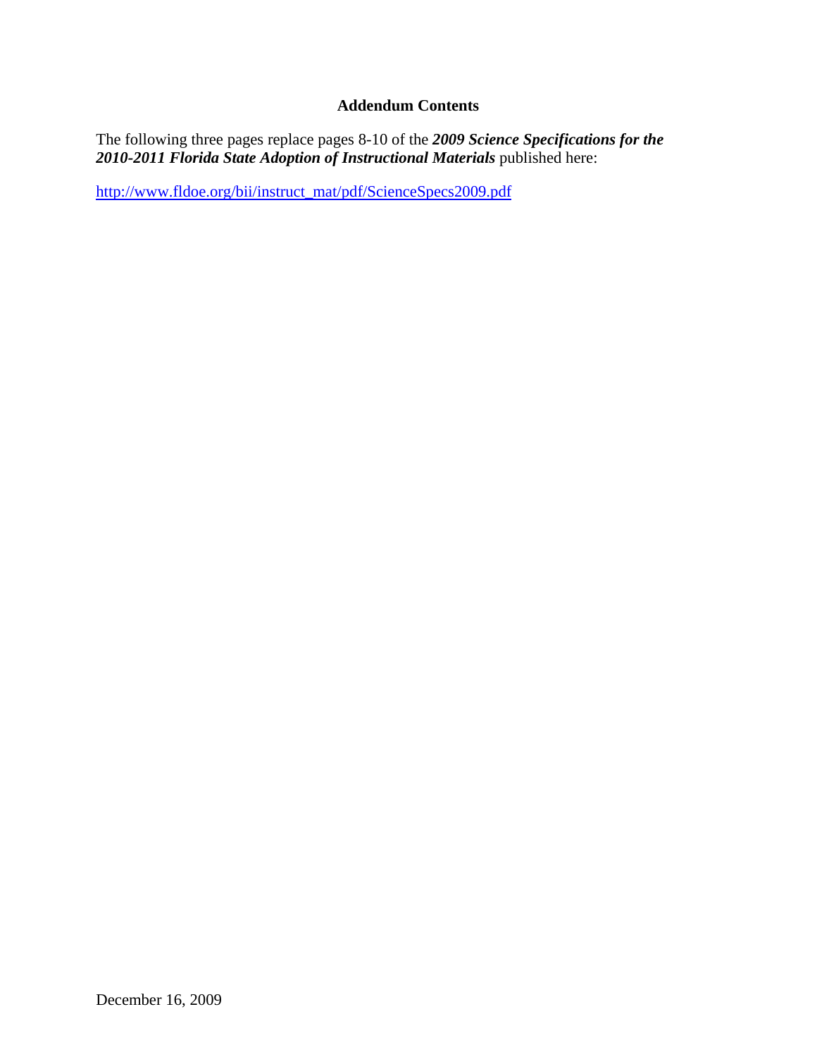## Addendum Contents

The following three pages replace pages 8-10 of the ***2009 Science Specifications for the 2010-2011 Florida State Adoption of Instructional Materials*** published here:

http://www.fldoe.org/bii/instruct_mat/pdf/ScienceSpecs2009.pdf

December 16, 2009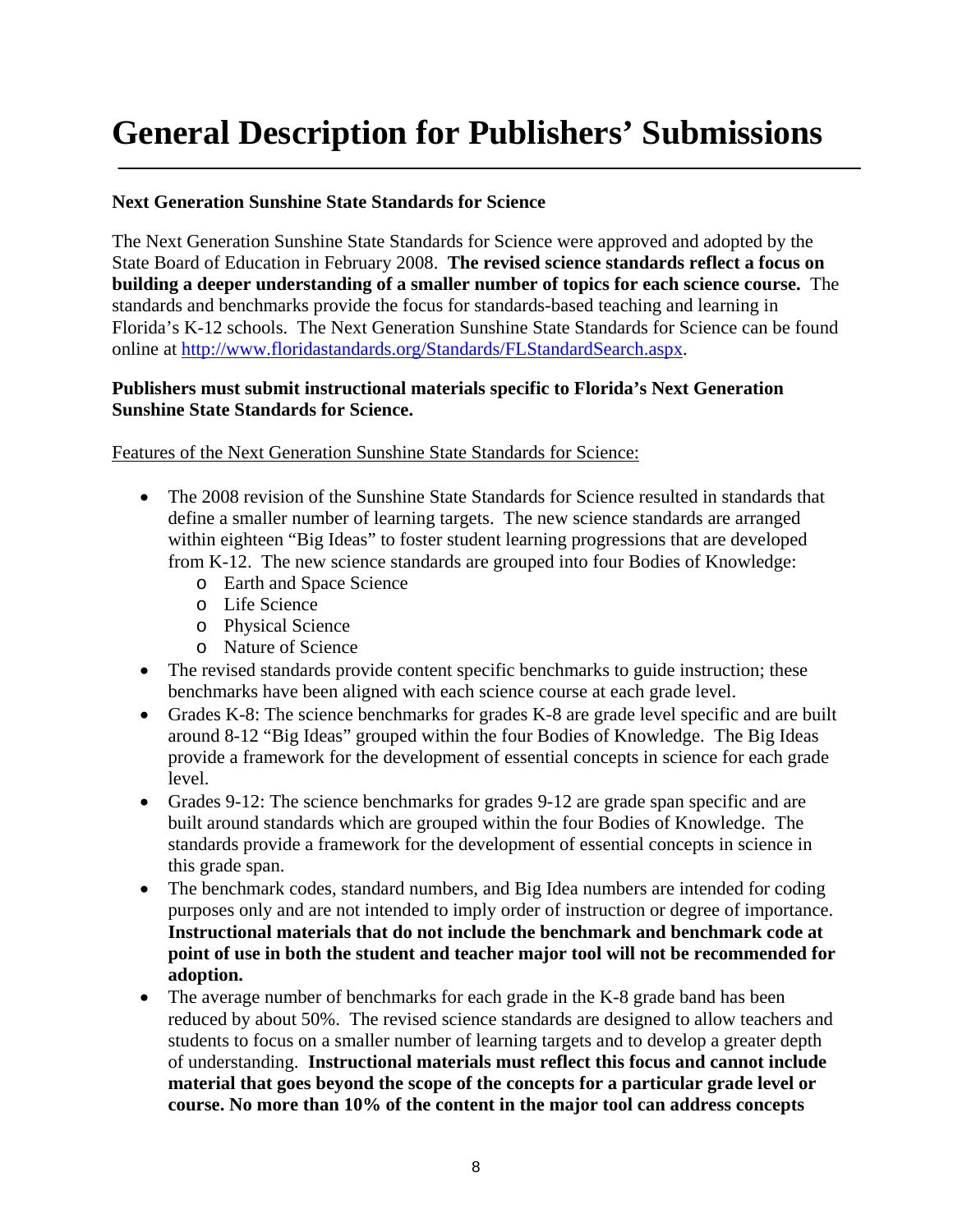# General Description for Publishers' Submissions

**Next Generation Sunshine State Standards for Science**

The Next Generation Sunshine State Standards for Science were approved and adopted by the State Board of Education in February 2008. **The revised science standards reflect a focus on building a deeper understanding of a smaller number of topics for each science course.** The standards and benchmarks provide the focus for standards-based teaching and learning in Florida's K-12 schools. The Next Generation Sunshine State Standards for Science can be found online at [http://www.floridastandards.org/Standards/FLStandardSearch.aspx](http://www.floridastandards.org/Standards/FLStandardSearch.aspx).

**Publishers must submit instructional materials specific to Florida's Next Generation Sunshine State Standards for Science.**

<u>Features of the Next Generation Sunshine State Standards for Science:</u>

- The 2008 revision of the Sunshine State Standards for Science resulted in standards that define a smaller number of learning targets. The new science standards are arranged within eighteen "Big Ideas" to foster student learning progressions that are developed from K-12. The new science standards are grouped into four Bodies of Knowledge:
  - Earth and Space Science
  - Life Science
  - Physical Science
  - Nature of Science
- The revised standards provide content specific benchmarks to guide instruction; these benchmarks have been aligned with each science course at each grade level.
- Grades K-8: The science benchmarks for grades K-8 are grade level specific and are built around 8-12 "Big Ideas" grouped within the four Bodies of Knowledge. The Big Ideas provide a framework for the development of essential concepts in science for each grade level.
- Grades 9-12: The science benchmarks for grades 9-12 are grade span specific and are built around standards which are grouped within the four Bodies of Knowledge. The standards provide a framework for the development of essential concepts in science in this grade span.
- The benchmark codes, standard numbers, and Big Idea numbers are intended for coding purposes only and are not intended to imply order of instruction or degree of importance. **Instructional materials that do not include the benchmark and benchmark code at point of use in both the student and teacher major tool will not be recommended for adoption.**
- The average number of benchmarks for each grade in the K-8 grade band has been reduced by about 50%. The revised science standards are designed to allow teachers and students to focus on a smaller number of learning targets and to develop a greater depth of understanding. **Instructional materials must reflect this focus and cannot include material that goes beyond the scope of the concepts for a particular grade level or course. No more than 10% of the content in the major tool can address concepts**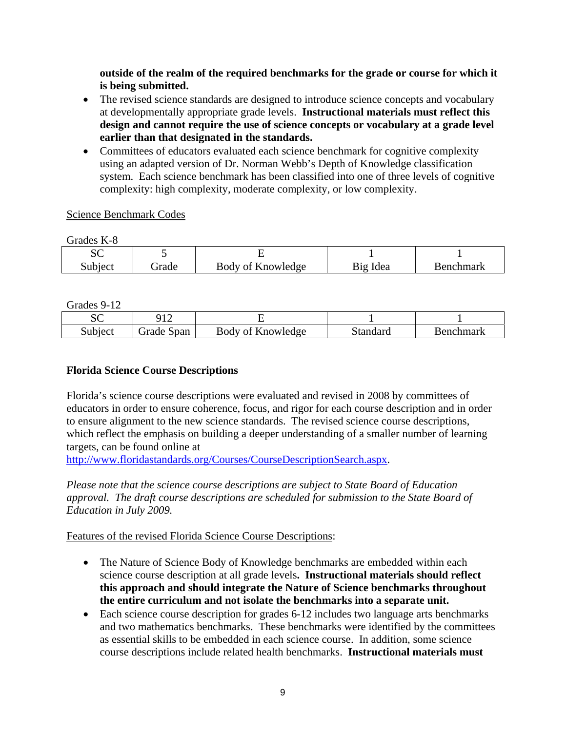**outside of the realm of the required benchmarks for the grade or course for which it is being submitted.**

- The revised science standards are designed to introduce science concepts and vocabulary at developmentally appropriate grade levels. **Instructional materials must reflect this design and cannot require the use of science concepts or vocabulary at a grade level earlier than that designated in the standards.**
- Committees of educators evaluated each science benchmark for cognitive complexity using an adapted version of Dr. Norman Webb's Depth of Knowledge classification system. Each science benchmark has been classified into one of three levels of cognitive complexity: high complexity, moderate complexity, or low complexity.

Science Benchmark Codes

Grades K-8

| SC | 5 | E | 1 | 1 |
|---|---|---|---|---|
| Subject | Grade | Body of Knowledge | Big Idea | Benchmark |

Grades 9-12

| SC | 912 | E | 1 | 1 |
|---|---|---|---|---|
| Subject | Grade Span | Body of Knowledge | Standard | Benchmark |

**Florida Science Course Descriptions**

Florida's science course descriptions were evaluated and revised in 2008 by committees of educators in order to ensure coherence, focus, and rigor for each course description and in order to ensure alignment to the new science standards. The revised science course descriptions, which reflect the emphasis on building a deeper understanding of a smaller number of learning targets, can be found online at http://www.floridastandards.org/Courses/CourseDescriptionSearch.aspx.

*Please note that the science course descriptions are subject to State Board of Education approval. The draft course descriptions are scheduled for submission to the State Board of Education in July 2009.*

Features of the revised Florida Science Course Descriptions:

- The Nature of Science Body of Knowledge benchmarks are embedded within each science course description at all grade levels**. Instructional materials should reflect this approach and should integrate the Nature of Science benchmarks throughout the entire curriculum and not isolate the benchmarks into a separate unit.**
- Each science course description for grades 6-12 includes two language arts benchmarks and two mathematics benchmarks. These benchmarks were identified by the committees as essential skills to be embedded in each science course. In addition, some science course descriptions include related health benchmarks. **Instructional materials must**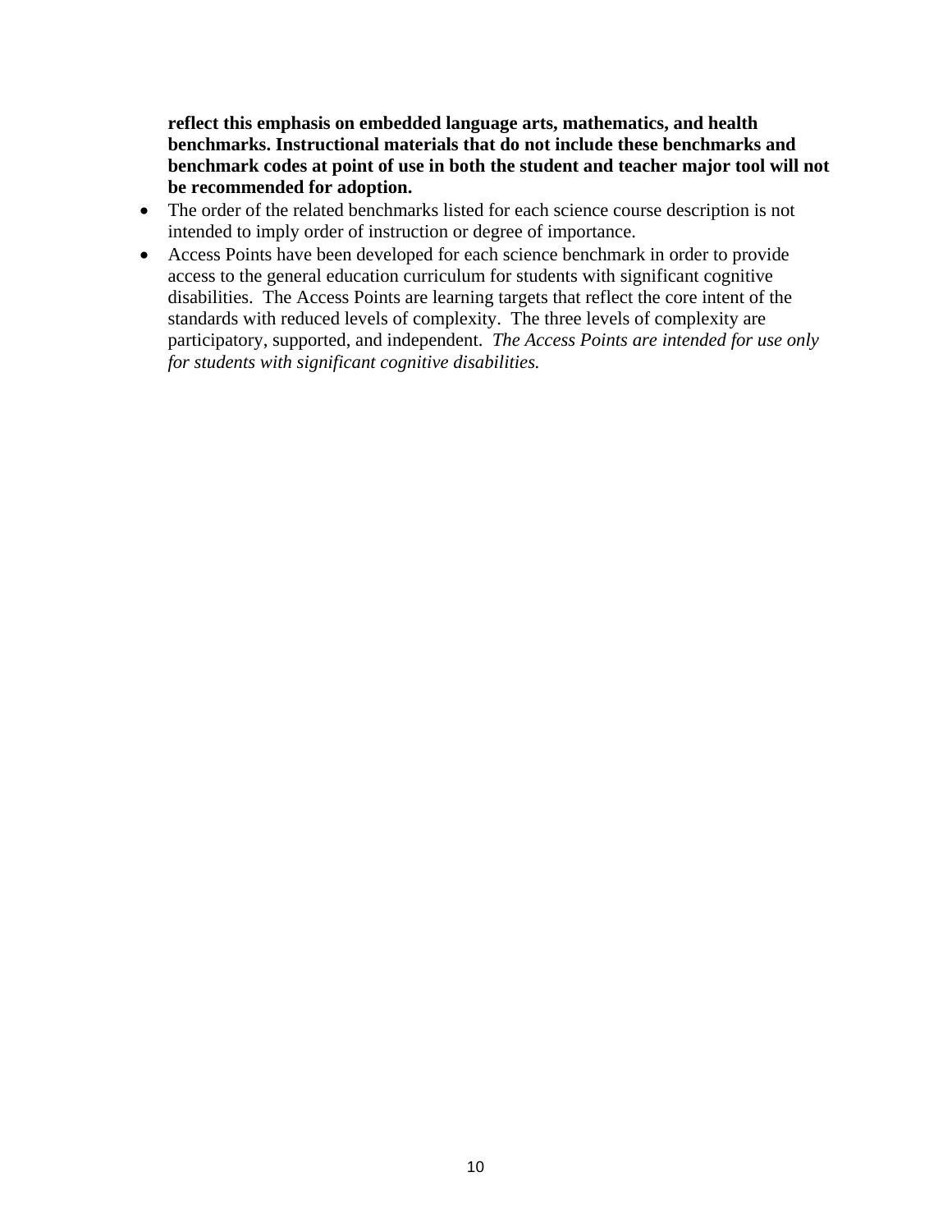**reflect this emphasis on embedded language arts, mathematics, and health benchmarks. Instructional materials that do not include these benchmarks and benchmark codes at point of use in both the student and teacher major tool will not be recommended for adoption.**

- The order of the related benchmarks listed for each science course description is not intended to imply order of instruction or degree of importance.
- Access Points have been developed for each science benchmark in order to provide access to the general education curriculum for students with significant cognitive disabilities. The Access Points are learning targets that reflect the core intent of the standards with reduced levels of complexity. The three levels of complexity are participatory, supported, and independent. *The Access Points are intended for use only for students with significant cognitive disabilities.*